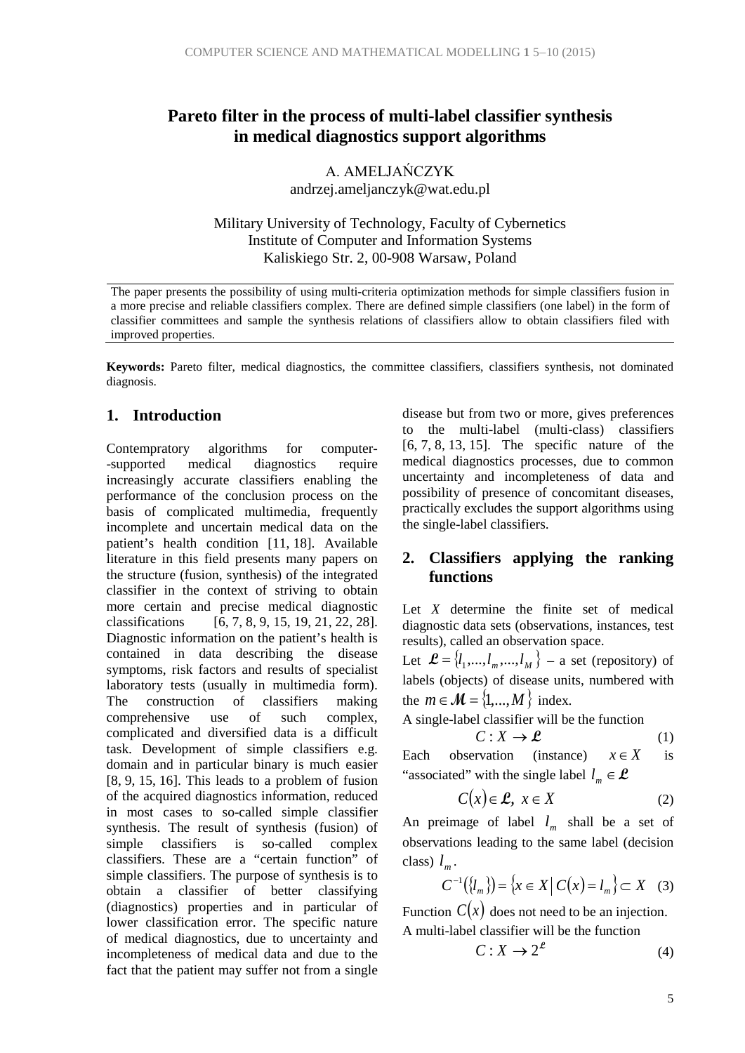# Pareto filter in the process of multi-label classifier synthesis in medical diagnostics support algorithms

A. AMELJAŃCZYK
andrzej.ameljanczyk@wat.edu.pl

Military University of Technology, Faculty of Cybernetics
Institute of Computer and Information Systems
Kaliskiego Str. 2, 00-908 Warsaw, Poland

The paper presents the possibility of using multi-criteria optimization methods for simple classifiers fusion in a more precise and reliable classifiers complex. There are defined simple classifiers (one label) in the form of classifier committees and sample the synthesis relations of classifiers allow to obtain classifiers filed with improved properties.

**Keywords:** Pareto filter, medical diagnostics, the committee classifiers, classifiers synthesis, not dominated diagnosis.

## 1. Introduction

Contempratory algorithms for computer--supported medical diagnostics require increasingly accurate classifiers enabling the performance of the conclusion process on the basis of complicated multimedia, frequently incomplete and uncertain medical data on the patient's health condition [11, 18]. Available literature in this field presents many papers on the structure (fusion, synthesis) of the integrated classifier in the context of striving to obtain more certain and precise medical diagnostic classifications [6, 7, 8, 9, 15, 19, 21, 22, 28]. Diagnostic information on the patient's health is contained in data describing the disease symptoms, risk factors and results of specialist laboratory tests (usually in multimedia form). The construction of classifiers making comprehensive use of such complex, complicated and diversified data is a difficult task. Development of simple classifiers e.g. domain and in particular binary is much easier [8, 9, 15, 16]. This leads to a problem of fusion of the acquired diagnostics information, reduced in most cases to so-called simple classifier synthesis. The result of synthesis (fusion) of simple classifiers is so-called complex classifiers. These are a "certain function" of simple classifiers. The purpose of synthesis is to obtain a classifier of better classifying (diagnostics) properties and in particular of lower classification error. The specific nature of medical diagnostics, due to uncertainty and incompleteness of medical data and due to the fact that the patient may suffer not from a single disease but from two or more, gives preferences to the multi-label (multi-class) classifiers [6, 7, 8, 13, 15]. The specific nature of the medical diagnostics processes, due to common uncertainty and incompleteness of data and possibility of presence of concomitant diseases, practically excludes the support algorithms using the single-label classifiers.

## 2. Classifiers applying the ranking functions

Let $X$ determine the finite set of medical diagnostic data sets (observations, instances, test results), called an observation space.

Let $\mathcal{L} = \{l_1,...,l_m,...,l_M\}$ – a set (repository) of labels (objects) of disease units, numbered with the $m \in \mathcal{M} = \{1,...,M\}$ index.

A single-label classifier will be the function

$$C : X \to \mathcal{L} \tag{1}$$

Each observation (instance) $x \in X$ is "associated" with the single label $l_m \in \mathcal{L}$

$$C(x) \in \mathcal{L},\ x \in X \tag{2}$$

An preimage of label $l_m$ shall be a set of observations leading to the same label (decision class) $l_m$.

$$C^{-1}(\{l_m\}) = \{x \in X \mid C(x) = l_m\} \subset X \tag{3}$$

Function $C(x)$ does not need to be an injection.

A multi-label classifier will be the function

$$C : X \to 2^{\mathcal{L}} \tag{4}$$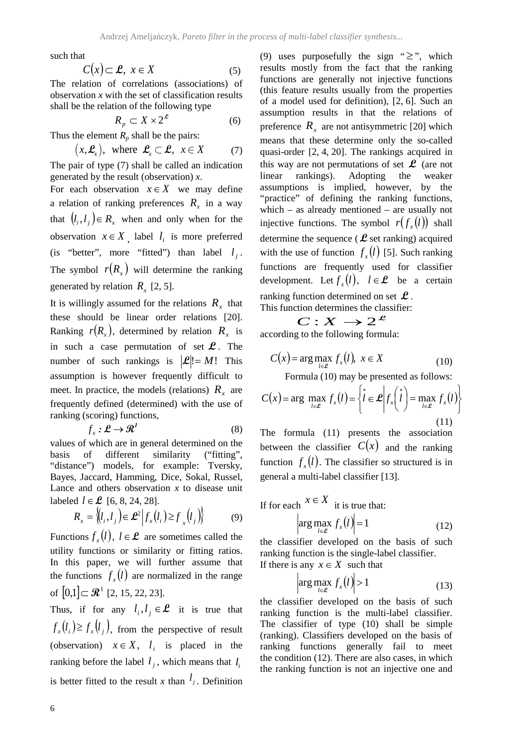such that

$$C(x) \subset \mathcal{L},\ x \in X \tag{5}$$

The relation of correlations (associations) of observation *x* with the set of classification results shall be the relation of the following type

$$R_p \subset X \times 2^{\mathcal{L}} \tag{6}$$

Thus the element $R_p$ shall be the pairs:

$$(x, \mathcal{L}_x),\ \text{ where } \mathcal{L}_x \subset \mathcal{L},\ x \in X \tag{7}$$

The pair of type (7) shall be called an indication generated by the result (observation) *x*.

For each observation $x \in X$ we may define a relation of ranking preferences $R_x$ in a way that $(l_i, l_j) \in R_x$ when and only when for the observation $x \in X$, label $l_i$ is more preferred (is "better", more "fitted") than label $l_j$. The symbol $r(R_x)$ will determine the ranking generated by relation $R_x$ [2, 5].

It is willingly assumed for the relations $R_x$ that these should be linear order relations [20]. Ranking $r(R_x)$, determined by relation $R_x$ is in such a case permutation of set $\mathcal{L}$. The number of such rankings is $|\mathcal{L}|! = M!$ This assumption is however frequently difficult to meet. In practice, the models (relations) $R_x$ are frequently defined (determined) with the use of ranking (scoring) functions,

$$f_x : \mathcal{L} \rightarrow \mathcal{R}^1 \tag{8}$$

values of which are in general determined on the basis of different similarity ("fitting", "distance") models, for example: Tversky, Bayes, Jaccard, Hamming, Dice, Sokal, Russel, Lance and others observation *x* to disease unit labeled $l \in \mathcal{L}$ [6, 8, 24, 28].

$$R_x = \left\{ (l_i, l_j) \in \mathcal{L}^2 \,\middle|\, f_x(l_i) \geq f_x(l_j) \right\} \tag{9}$$

Functions $f_x(l),\ l \in \mathcal{L}$ are sometimes called the utility functions or similarity or fitting ratios. In this paper, we will further assume that the functions $f_x(l)$ are normalized in the range of $[0,1] \subset \mathcal{R}^1$ [2, 15, 22, 23].

Thus, if for any $l_i, l_j \in \mathcal{L}$ it is true that $f_x(l_i) \geq f_x(l_j)$, from the perspective of result (observation) $x \in X$, $l_i$ is placed in the ranking before the label $l_j$, which means that $l_i$ is better fitted to the result *x* than $l_j$. Definition (9) uses purposefully the sign "$\geq$", which results mostly from the fact that the ranking functions are generally not injective functions (this feature results usually from the properties of a model used for definition), [2, 6]. Such an assumption results in that the relations of preference $R_x$ are not antisymmetric [20] which means that these determine only the so-called quasi-order [2, 4, 20]. The rankings acquired in this way are not permutations of set $\mathcal{L}$ (are not linear rankings). Adopting the weaker assumptions is implied, however, by the "practice" of defining the ranking functions, which – as already mentioned – are usually not injective functions. The symbol $r(f_x(l))$ shall determine the sequence ($\mathcal{L}$ set ranking) acquired with the use of function $f_x(l)$ [5]. Such ranking functions are frequently used for classifier development. Let $f_x(l),\ l \in \mathcal{L}$ be a certain ranking function determined on set $\mathcal{L}$.

This function determines the classifier:

$$C : X \rightarrow 2^{\mathcal{L}}$$

according to the following formula:

$$C(x) = \arg\max_{l \in \mathcal{L}} f_x(l),\ x \in X \tag{10}$$

Formula (10) may be presented as follows:

$$C(x) = \arg \max_{l \in \mathcal{L}} f_x(l) = \left\{ \overset{*}{l} \in \mathcal{L} \,\middle|\, f_x\left(\overset{*}{l}\right) = \max_{l \in \mathcal{L}} f_x(l) \right\} \tag{11}$$

The formula (11) presents the association between the classifier $C(x)$ and the ranking function $f_x(l)$. The classifier so structured is in general a multi-label classifier [13].

If for each $x \in X$ it is true that:

$$\left| \arg\max_{l \in \mathcal{L}} f_x(l) \right| = 1 \tag{12}$$

the classifier developed on the basis of such ranking function is the single-label classifier.

If there is any $x \in X$ such that

$$\left| \arg\max_{l \in \mathcal{L}} f_x(l) \right| > 1 \tag{13}$$

the classifier developed on the basis of such ranking function is the multi-label classifier. The classifier of type (10) shall be simple (ranking). Classifiers developed on the basis of ranking functions generally fail to meet the condition (12). There are also cases, in which the ranking function is not an injective one and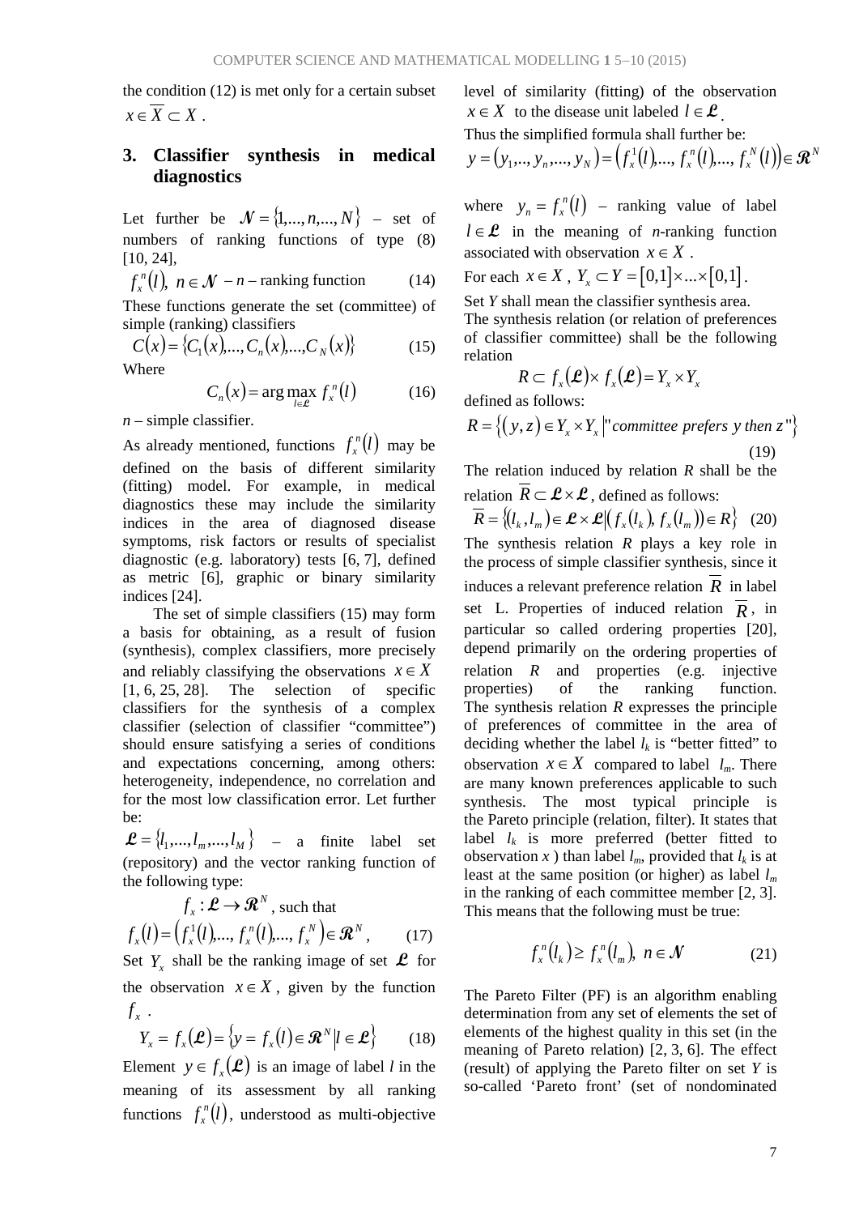the condition (12) is met only for a certain subset $x \in \overline{X} \subset X$.

## 3. Classifier synthesis in medical diagnostics

Let further be $\mathcal{N} = \{1,...,n,...,N\}$ – set of numbers of ranking functions of type (8) [10, 24],

$$f_x^n(l),\ n \in \mathcal{N} \text{ – } n \text{ – ranking function} \tag{14}$$

These functions generate the set (committee) of simple (ranking) classifiers

$$C(x) = \{C_1(x),...,C_n(x),...,C_N(x)\} \tag{15}$$

Where

$$C_n(x) = \arg\max_{l \in \mathcal{L}} f_x^n(l) \tag{16}$$

$n$ – simple classifier.

As already mentioned, functions $f_x^n(l)$ may be defined on the basis of different similarity (fitting) model. For example, in medical diagnostics these may include the similarity indices in the area of diagnosed disease symptoms, risk factors or results of specialist diagnostic (e.g. laboratory) tests [6, 7], defined as metric [6], graphic or binary similarity indices [24].

The set of simple classifiers (15) may form a basis for obtaining, as a result of fusion (synthesis), complex classifiers, more precisely and reliably classifying the observations $x \in X$ [1, 6, 25, 28]. The selection of specific classifiers for the synthesis of a complex classifier (selection of classifier "committee") should ensure satisfying a series of conditions and expectations concerning, among others: heterogeneity, independence, no correlation and for the most low classification error. Let further be:

$\mathcal{L} = \{l_1,...,l_m,...,l_M\}$ – a finite label set (repository) and the vector ranking function of the following type:

$$f_x : \mathcal{L} \to \mathcal{R}^N, \text{ such that}$$

$$f_x(l) = \left(f_x^1(l),..., f_x^n(l),..., f_x^N\right) \in \mathcal{R}^N, \tag{17}$$

Set $Y_x$ shall be the ranking image of set $\mathcal{L}$ for the observation $x \in X$, given by the function $f_x$.

$$Y_x = f_x(\mathcal{L}) = \left\{y = f_x(l) \in \mathcal{R}^N \middle| l \in \mathcal{L}\right\} \tag{18}$$

Element $y \in f_x(\mathcal{L})$ is an image of label $l$ in the meaning of its assessment by all ranking functions $f_x^n(l)$, understood as multi-objective level of similarity (fitting) of the observation $x \in X$ to the disease unit labeled $l \in \mathcal{L}$.

Thus the simplified formula shall further be:

$$y = (y_1,.., y_n,..., y_N) = \left(f_x^1(l),..., f_x^n(l),..., f_x^N(l)\right) \in \mathcal{R}^N$$

where $y_n = f_x^n(l)$ – ranking value of label $l \in \mathcal{L}$ in the meaning of $n$-ranking function associated with observation $x \in X$.

For each $x \in X$, $Y_x \subset Y = [0,1] \times ... \times [0,1]$.

Set $Y$ shall mean the classifier synthesis area.

The synthesis relation (or relation of preferences of classifier committee) shall be the following relation

$$R \subset f_x(\mathcal{L}) \times f_x(\mathcal{L}) = Y_x \times Y_x$$

defined as follows:

$$R = \left\{(y, z) \in Y_x \times Y_x \middle| \text{"committee prefers } y \text{ then } z\text{"}\right\} \tag{19}$$

The relation induced by relation $R$ shall be the relation $\overline{R} \subset \mathcal{L} \times \mathcal{L}$, defined as follows:

$$\overline{R} = \left\{(l_k, l_m) \in \mathcal{L} \times \mathcal{L} \middle| \left(f_x(l_k), f_x(l_m)\right) \in R\right\} \tag{20}$$

The synthesis relation $R$ plays a key role in the process of simple classifier synthesis, since it induces a relevant preference relation $\overline{R}$ in label set L. Properties of induced relation $\overline{R}$, in particular so called ordering properties [20], depend primarily on the ordering properties of relation $R$ and properties (e.g. injective properties) of the ranking function. The synthesis relation $R$ expresses the principle of preferences of committee in the area of deciding whether the label $l_k$ is "better fitted" to observation $x \in X$ compared to label $l_m$. There are many known preferences applicable to such synthesis. The most typical principle is the Pareto principle (relation, filter). It states that label $l_k$ is more preferred (better fitted to observation $x$ ) than label $l_m$, provided that $l_k$ is at least at the same position (or higher) as label $l_m$ in the ranking of each committee member [2, 3]. This means that the following must be true:

$$f_x^n(l_k) \geq f_x^n(l_m),\ n \in \mathcal{N} \tag{21}$$

The Pareto Filter (PF) is an algorithm enabling determination from any set of elements the set of elements of the highest quality in this set (in the meaning of Pareto relation) [2, 3, 6]. The effect (result) of applying the Pareto filter on set $Y$ is so-called 'Pareto front' (set of nondominated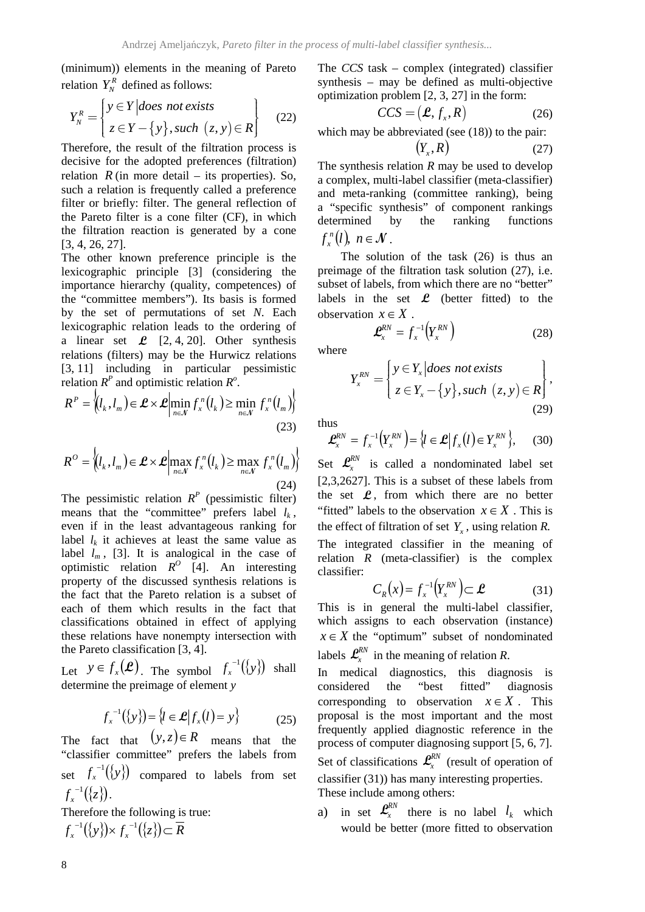(minimum)) elements in the meaning of Pareto relation $Y_N^R$ defined as follows:

$$Y_N^R = \left\{ \begin{array}{l} y \in Y \,|\, does\ not\ exists \\ z \in Y - \{y\}, such\ (z,y) \in R \end{array} \right\} \quad (22)$$

Therefore, the result of the filtration process is decisive for the adopted preferences (filtration) relation $R$ (in more detail – its properties). So, such a relation is frequently called a preference filter or briefly: filter. The general reflection of the Pareto filter is a cone filter (CF), in which the filtration reaction is generated by a cone [3, 4, 26, 27].

The other known preference principle is the lexicographic principle [3] (considering the importance hierarchy (quality, competences) of the "committee members"). Its basis is formed by the set of permutations of set *N*. Each lexicographic relation leads to the ordering of a linear set $\boldsymbol{\mathcal{L}}$ [2, 4, 20]. Other synthesis relations (filters) may be the Hurwicz relations [3, 11] including in particular pessimistic relation $R^P$ and optimistic relation $R^o$.

$$R^P = \left\{ (l_k, l_m) \in \boldsymbol{\mathcal{L}} \times \boldsymbol{\mathcal{L}} \,\middle|\, \min_{n \in \mathcal{N}} f_x^n(l_k) \geq \min_{n \in \mathcal{N}} f_x^n(l_m) \right\} \quad (23)$$

$$R^O = \left\{ (l_k, l_m) \in \boldsymbol{\mathcal{L}} \times \boldsymbol{\mathcal{L}} \,\middle|\, \max_{n \in \mathcal{N}} f_x^n(l_k) \geq \max_{n \in \mathcal{N}} f_x^n(l_m) \right\} \quad (24)$$

The pessimistic relation $R^P$ (pessimistic filter) means that the "committee" prefers label $l_k$, even if in the least advantageous ranking for label $l_k$ it achieves at least the same value as label $l_m$, [3]. It is analogical in the case of optimistic relation $R^O$ [4]. An interesting property of the discussed synthesis relations is the fact that the Pareto relation is a subset of each of them which results in the fact that classifications obtained in effect of applying these relations have nonempty intersection with the Pareto classification [3, 4].

Let $y \in f_x(\boldsymbol{\mathcal{L}})$. The symbol $f_x^{-1}(\{y\})$ shall determine the preimage of element *y*

$$f_x^{-1}(\{y\}) = \{ l \in \boldsymbol{\mathcal{L}} \,|\, f_x(l) = y \} \quad (25)$$

The fact that $(y,z) \in R$ means that the "classifier committee" prefers the labels from set $f_x^{-1}(\{y\})$ compared to labels from set $f_x^{-1}(\{z\})$.

Therefore the following is true:

$f_x^{-1}(\{y\}) \times f_x^{-1}(\{z\}) \subset \overline{R}$

The *CCS* task – complex (integrated) classifier synthesis – may be defined as multi-objective optimization problem [2, 3, 27] in the form:

$$CCS = (\boldsymbol{\mathcal{L}}, f_x, R) \quad (26)$$

which may be abbreviated (see (18)) to the pair:

$$(Y_x, R) \quad (27)$$

The synthesis relation *R* may be used to develop a complex, multi-label classifier (meta-classifier) and meta-ranking (committee ranking), being a "specific synthesis" of component rankings determined by the ranking functions $f_x^n(l),\ n \in \mathcal{N}$.

The solution of the task (26) is thus an preimage of the filtration task solution (27), i.e. subset of labels, from which there are no "better" labels in the set $\boldsymbol{\mathcal{L}}$ (better fitted) to the observation $x \in X$.

$$\boldsymbol{\mathcal{L}}_x^{RN} = f_x^{-1}\left(Y_x^{RN}\right) \quad (28)$$

where

$$Y_x^{RN} = \left\{ \begin{array}{l} y \in Y_x \,|\, does\ not\ exists \\ z \in Y_x - \{y\}, such\ (z,y) \in R \end{array} \right\}, \quad (29)$$

thus

$$\boldsymbol{\mathcal{L}}_x^{RN} = f_x^{-1}\left(Y_x^{RN}\right) = \left\{ l \in \boldsymbol{\mathcal{L}} \,\middle|\, f_x(l) \in Y_x^{RN} \right\}, \quad (30)$$

Set $\boldsymbol{\mathcal{L}}_x^{RN}$ is called a nondominated label set [2,3,2627]. This is a subset of these labels from the set $\boldsymbol{\mathcal{L}}$, from which there are no better "fitted" labels to the observation $x \in X$. This is the effect of filtration of set $Y_x$, using relation *R.*

The integrated classifier in the meaning of relation *R* (meta-classifier) is the complex classifier:

$$C_R(x) = f_x^{-1}\left(Y_x^{RN}\right) \subset \boldsymbol{\mathcal{L}} \quad (31)$$

This is in general the multi-label classifier, which assigns to each observation (instance) $x \in X$ the "optimum" subset of nondominated labels $\boldsymbol{\mathcal{L}}_x^{RN}$ in the meaning of relation *R*.

In medical diagnostics, this diagnosis is considered the "best fitted" diagnosis corresponding to observation $x \in X$. This proposal is the most important and the most frequently applied diagnostic reference in the process of computer diagnosing support [5, 6, 7].

Set of classifications $\boldsymbol{\mathcal{L}}_x^{RN}$ (result of operation of classifier (31)) has many interesting properties. These include among others:

a) in set $\boldsymbol{\mathcal{L}}_x^{RN}$ there is no label $l_k$ which would be better (more fitted to observation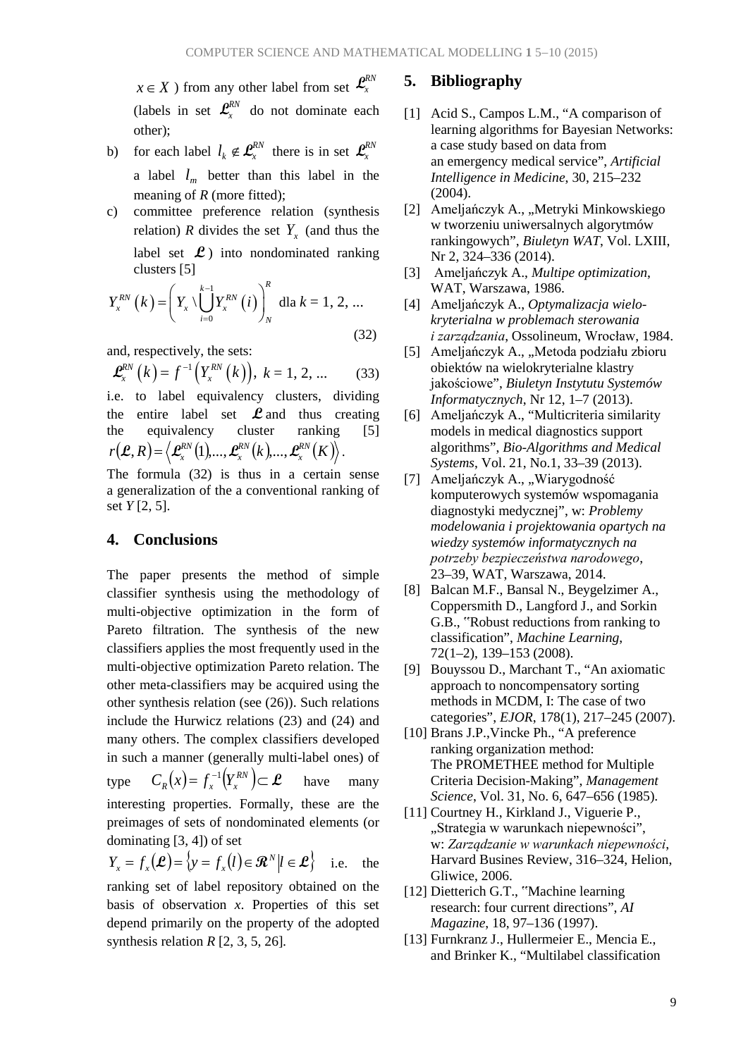$x \in X$ ) from any other label from set $\mathcal{L}_x^{RN}$ (labels in set $\mathcal{L}_x^{RN}$ do not dominate each other);

b) for each label $l_k \notin \mathcal{L}_x^{RN}$ there is in set $\mathcal{L}_x^{RN}$ a label $l_m$ better than this label in the meaning of *R* (more fitted);

c) committee preference relation (synthesis relation) *R* divides the set $Y_x$ (and thus the label set $\mathcal{L}$ ) into nondominated ranking clusters [5]

$$Y_x^{RN}(k) = \left( Y_x \setminus \bigcup_{i=0}^{k-1} Y_x^{RN}(i) \right)_N^R \text{ dla } k = 1, 2, ... \tag{32}$$

and, respectively, the sets:

$$\mathcal{L}_x^{RN}(k) = f^{-1}\left(Y_x^{RN}(k)\right), \; k = 1, 2, ... \tag{33}$$

i.e. to label equivalency clusters, dividing the entire label set $\mathcal{L}$ and thus creating the equivalency cluster ranking [5] $r(\mathcal{L}, R) = \left\langle \mathcal{L}_x^{RN}(1), ..., \mathcal{L}_x^{RN}(k), ..., \mathcal{L}_x^{RN}(K) \right\rangle$.

The formula (32) is thus in a certain sense a generalization of the a conventional ranking of set *Y* [2, 5].

## 4. Conclusions

The paper presents the method of simple classifier synthesis using the methodology of multi-objective optimization in the form of Pareto filtration. The synthesis of the new classifiers applies the most frequently used in the multi-objective optimization Pareto relation. The other meta-classifiers may be acquired using the other synthesis relation (see (26)). Such relations include the Hurwicz relations (23) and (24) and many others. The complex classifiers developed in such a manner (generally multi-label ones) of type $C_R(x) = f_x^{-1}\left(Y_x^{RN}\right) \subset \mathcal{L}$ have many interesting properties. Formally, these are the preimages of sets of nondominated elements (or dominating [3, 4]) of set $Y_x = f_x(\mathcal{L}) = \left\{ y = f_x(l) \in \mathcal{R}^N \middle| l \in \mathcal{L} \right\}$ i.e. the ranking set of label repository obtained on the basis of observation *x*. Properties of this set depend primarily on the property of the adopted synthesis relation *R* [2, 3, 5, 26].

## 5. Bibliography

[1] Acid S., Campos L.M., "A comparison of learning algorithms for Bayesian Networks: a case study based on data from an emergency medical service", *Artificial Intelligence in Medicine*, 30, 215–232 (2004).

[2] Ameljańczyk A., „Metryki Minkowskiego w tworzeniu uniwersalnych algorytmów rankingowych", *Biuletyn WAT*, Vol. LXIII, Nr 2, 324–336 (2014).

[3] Ameljańczyk A., *Multipe optimization*, WAT, Warszawa, 1986.

[4] Ameljańczyk A., *Optymalizacja wielokryterialna w problemach sterowania i zarządzania*, Ossolineum, Wrocław, 1984.

[5] Ameljańczyk A., „Metoda podziału zbioru obiektów na wielokryterialne klastry jakościowe", *Biuletyn Instytutu Systemów Informatycznych*, Nr 12, 1–7 (2013).

[6] Ameljańczyk A., "Multicriteria similarity models in medical diagnostics support algorithms", *Bio-Algorithms and Medical Systems*, Vol. 21, No.1, 33–39 (2013).

[7] Ameljańczyk A., „Wiarygodność komputerowych systemów wspomagania diagnostyki medycznej", w: *Problemy modelowania i projektowania opartych na wiedzy systemów informatycznych na potrzeby bezpieczeństwa narodowego*, 23–39, WAT, Warszawa, 2014.

[8] Balcan M.F., Bansal N., Beygelzimer A., Coppersmith D., Langford J., and Sorkin G.B., "Robust reductions from ranking to classification", *Machine Learning*, 72(1–2), 139–153 (2008).

[9] Bouyssou D., Marchant T., "An axiomatic approach to noncompensatory sorting methods in MCDM, I: The case of two categories", *EJOR*, 178(1), 217–245 (2007).

[10] Brans J.P.,Vincke Ph., "A preference ranking organization method: The PROMETHEE method for Multiple Criteria Decision-Making", *Management Science*, Vol. 31, No. 6, 647–656 (1985).

[11] Courtney H., Kirkland J., Viguerie P., „Strategia w warunkach niepewności", w: *Zarządzanie w warunkach niepewności*, Harvard Busines Review, 316–324, Helion, Gliwice, 2006.

[12] Dietterich G.T., "Machine learning research: four current directions", *AI Magazine*, 18, 97–136 (1997).

[13] Furnkranz J., Hullermeier E., Mencia E., and Brinker K., "Multilabel classification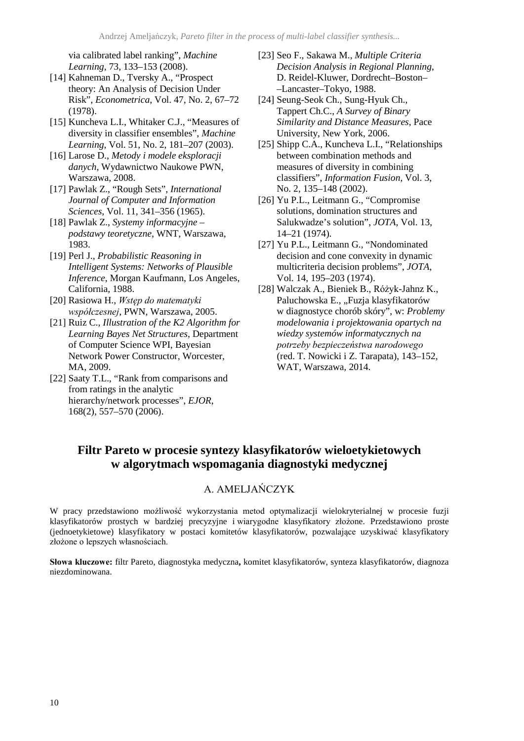via calibrated label ranking", *Machine Learning*, 73, 133–153 (2008).

[14] Kahneman D., Tversky A., "Prospect theory: An Analysis of Decision Under Risk", *Econometrica*, Vol. 47, No. 2, 67–72 (1978).

[15] Kuncheva L.I., Whitaker C.J., "Measures of diversity in classifier ensembles", *Machine Learning*, Vol. 51, No. 2, 181–207 (2003).

[16] Larose D., *Metody i modele eksploracji danych*, Wydawnictwo Naukowe PWN, Warszawa, 2008.

[17] Pawlak Z., "Rough Sets", *International Journal of Computer and Information Sciences*, Vol. 11, 341–356 (1965).

[18] Pawlak Z., *Systemy informacyjne – podstawy teoretyczne*, WNT, Warszawa, 1983.

[19] Perl J., *Probabilistic Reasoning in Intelligent Systems: Networks of Plausible Inference*, Morgan Kaufmann, Los Angeles, California, 1988.

[20] Rasiowa H., *Wstęp do matematyki współczesnej*, PWN, Warszawa, 2005.

[21] Ruiz C., *Illustration of the K2 Algorithm for Learning Bayes Net Structures*, Department of Computer Science WPI, Bayesian Network Power Constructor, Worcester, MA, 2009.

[22] Saaty T.L., "Rank from comparisons and from ratings in the analytic hierarchy/network processes", *EJOR*, 168(2), 557–570 (2006).

[23] Seo F., Sakawa M., *Multiple Criteria Decision Analysis in Regional Planning*, D. Reidel-Kluwer, Dordrecht–Boston––Lancaster–Tokyo, 1988.

[24] Seung-Seok Ch., Sung-Hyuk Ch., Tappert Ch.C., *A Survey of Binary Similarity and Distance Measures*, Pace University, New York, 2006.

[25] Shipp C.A., Kuncheva L.I., "Relationships between combination methods and measures of diversity in combining classifiers", *Information Fusion*, Vol. 3, No. 2, 135–148 (2002).

[26] Yu P.L., Leitmann G., "Compromise solutions, domination structures and Salukwadze's solution", *JOTA*, Vol. 13, 14–21 (1974).

[27] Yu P.L., Leitmann G., "Nondominated decision and cone convexity in dynamic multicriteria decision problems", *JOTA*, Vol. 14, 195–203 (1974).

[28] Walczak A., Bieniek B., Różyk-Jahnz K., Paluchowska E., „Fuzja klasyfikatorów w diagnostyce chorób skóry", w: *Problemy modelowania i projektowania opartych na wiedzy systemów informatycznych na potrzeby bezpieczeństwa narodowego* (red. T. Nowicki i Z. Tarapata), 143–152, WAT, Warszawa, 2014.

## Filtr Pareto w procesie syntezy klasyfikatorów wieloetykietowych w algorytmach wspomagania diagnostyki medycznej

A. AMELJAŃCZYK

W pracy przedstawiono możliwość wykorzystania metod optymalizacji wielokryterialnej w procesie fuzji klasyfikatorów prostych w bardziej precyzyjne i wiarygodne klasyfikatory złożone. Przedstawiono proste (jednoetykietowe) klasyfikatory w postaci komitetów klasyfikatorów, pozwalające uzyskiwać klasyfikatory złożone o lepszych własnościach.

**Słowa kluczowe:** filtr Pareto, diagnostyka medyczna**,** komitet klasyfikatorów, synteza klasyfikatorów, diagnoza niezdominowana.